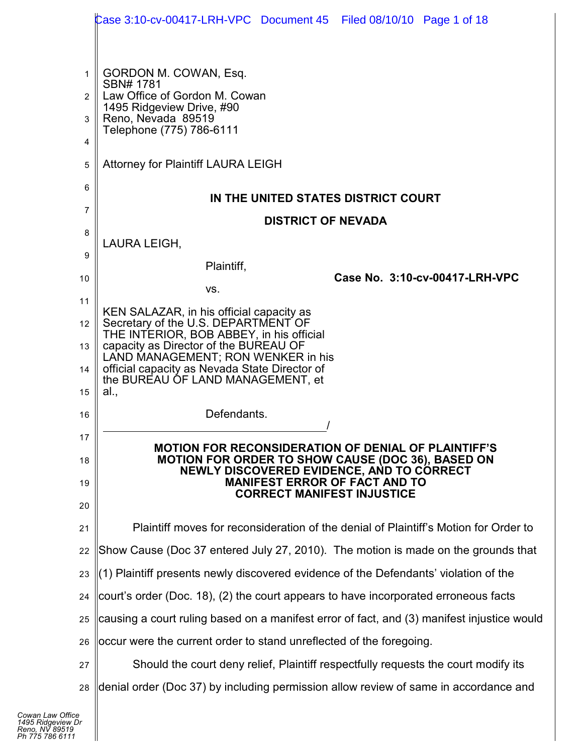GORDON M. COWAN, Esq.
SBN# 1781
Law Office of Gordon M. Cowan
1495 Ridgeview Drive, #90
Reno, Nevada 89519
Telephone (775) 786-6111

Attorney for Plaintiff LAURA LEIGH

**IN THE UNITED STATES DISTRICT COURT**

**DISTRICT OF NEVADA**

LAURA LEIGH,

Plaintiff,

vs.

KEN SALAZAR, in his official capacity as Secretary of the U.S. DEPARTMENT OF THE INTERIOR, BOB ABBEY, in his official capacity as Director of the BUREAU OF LAND MANAGEMENT; RON WENKER in his official capacity as Nevada State Director of the BUREAU OF LAND MANAGEMENT, et al.,

Defendants.
\_\_\_\_\_\_\_\_\_\_\_\_\_\_\_\_\_\_\_\_\_\_\_\_\_\_\_\_\_\_\_\_\_\_\_\_\_\_/

**Case No. 3:10-cv-00417-LRH-VPC**

**MOTION FOR RECONSIDERATION OF DENIAL OF PLAINTIFF'S MOTION FOR ORDER TO SHOW CAUSE (DOC 36), BASED ON NEWLY DISCOVERED EVIDENCE, AND TO CORRECT MANIFEST ERROR OF FACT AND TO CORRECT MANIFEST INJUSTICE**

Plaintiff moves for reconsideration of the denial of Plaintiff's Motion for Order to Show Cause (Doc 37 entered July 27, 2010). The motion is made on the grounds that (1) Plaintiff presents newly discovered evidence of the Defendants' violation of the court's order (Doc. 18), (2) the court appears to have incorporated erroneous facts causing a court ruling based on a manifest error of fact, and (3) manifest injustice would occur were the current order to stand unreflected of the foregoing.

Should the court deny relief, Plaintiff respectfully requests the court modify its denial order (Doc 37) by including permission allow review of same in accordance and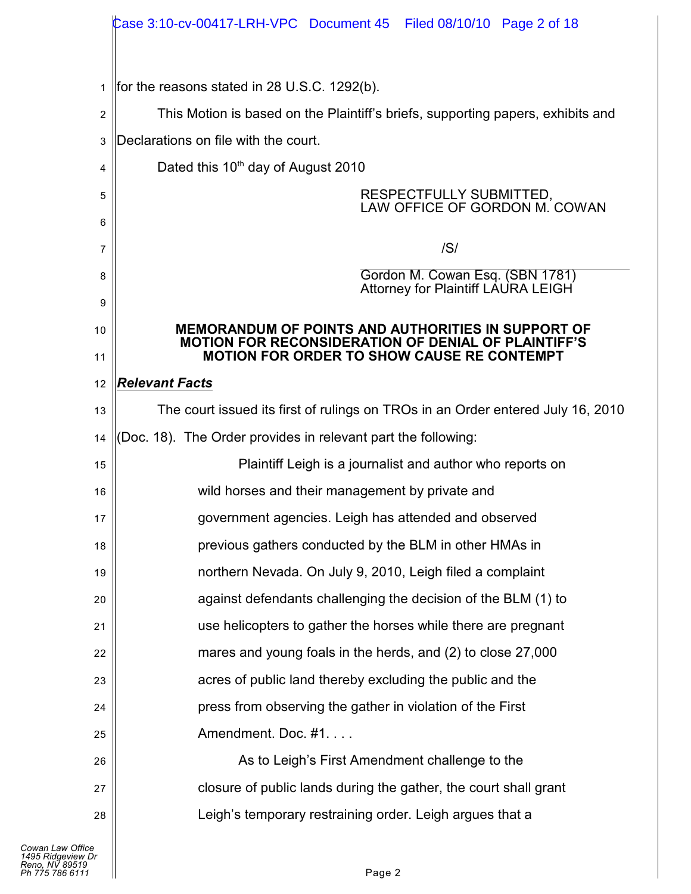for the reasons stated in 28 U.S.C. 1292(b).

This Motion is based on the Plaintiff's briefs, supporting papers, exhibits and Declarations on file with the court.

Dated this 10th day of August 2010

RESPECTFULLY SUBMITTED,
LAW OFFICE OF GORDON M. COWAN

/S/

Gordon M. Cowan Esq. (SBN 1781)
Attorney for Plaintiff LAURA LEIGH

**MEMORANDUM OF POINTS AND AUTHORITIES IN SUPPORT OF MOTION FOR RECONSIDERATION OF DENIAL OF PLAINTIFF'S MOTION FOR ORDER TO SHOW CAUSE RE CONTEMPT**

***Relevant Facts***

The court issued its first of rulings on TROs in an Order entered July 16, 2010 (Doc. 18). The Order provides in relevant part the following:

> Plaintiff Leigh is a journalist and author who reports on wild horses and their management by private and government agencies. Leigh has attended and observed previous gathers conducted by the BLM in other HMAs in northern Nevada. On July 9, 2010, Leigh filed a complaint against defendants challenging the decision of the BLM (1) to use helicopters to gather the horses while there are pregnant mares and young foals in the herds, and (2) to close 27,000 acres of public land thereby excluding the public and the press from observing the gather in violation of the First Amendment. Doc. #1. . . .
>
> As to Leigh's First Amendment challenge to the closure of public lands during the gather, the court shall grant Leigh's temporary restraining order. Leigh argues that a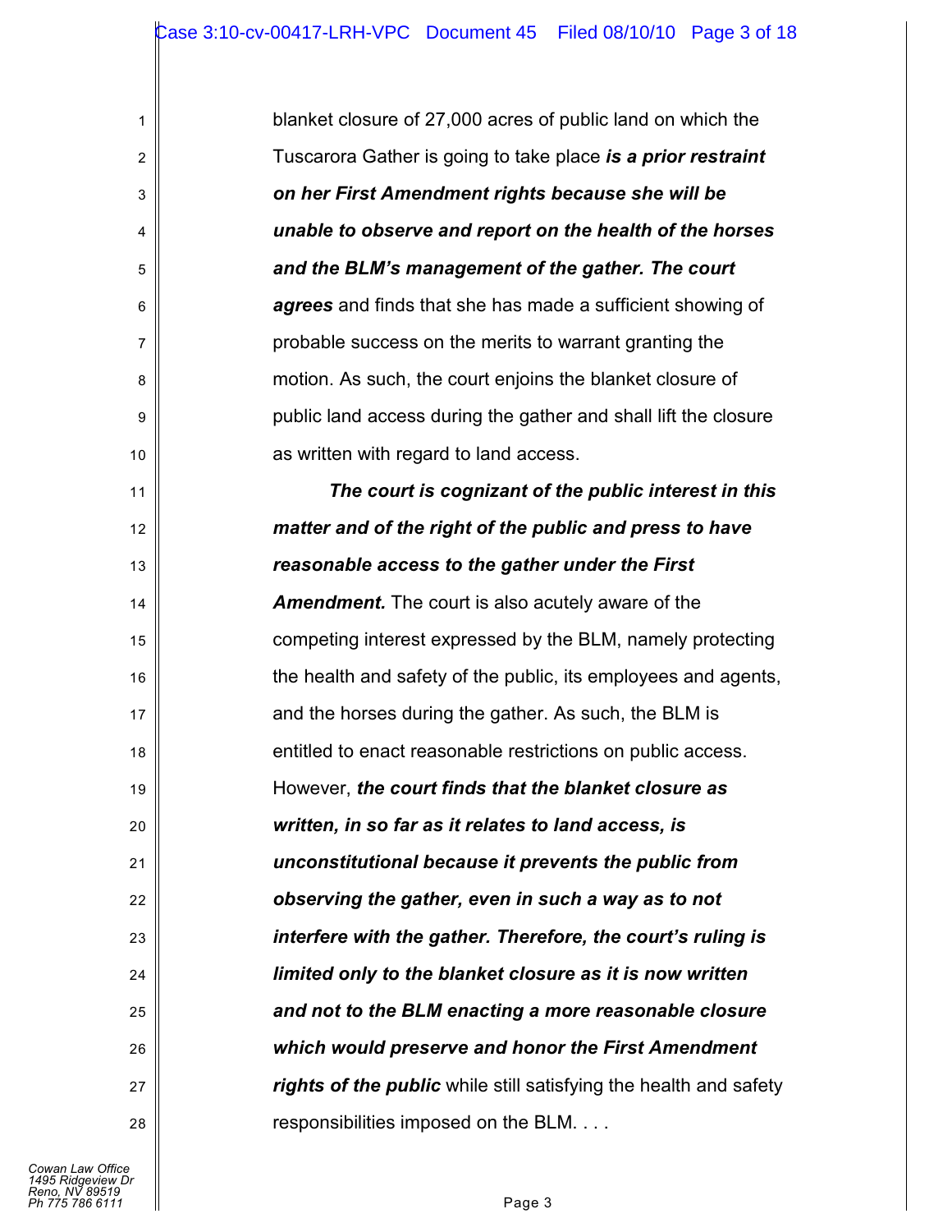blanket closure of 27,000 acres of public land on which the Tuscarora Gather is going to take place ***is a prior restraint on her First Amendment rights because she will be unable to observe and report on the health of the horses and the BLM's management of the gather. The court agrees*** and finds that she has made a sufficient showing of probable success on the merits to warrant granting the motion. As such, the court enjoins the blanket closure of public land access during the gather and shall lift the closure as written with regard to land access.

***The court is cognizant of the public interest in this matter and of the right of the public and press to have reasonable access to the gather under the First Amendment.*** The court is also acutely aware of the competing interest expressed by the BLM, namely protecting the health and safety of the public, its employees and agents, and the horses during the gather. As such, the BLM is entitled to enact reasonable restrictions on public access. However, ***the court finds that the blanket closure as written, in so far as it relates to land access, is unconstitutional because it prevents the public from observing the gather, even in such a way as to not interfere with the gather. Therefore, the court's ruling is limited only to the blanket closure as it is now written and not to the BLM enacting a more reasonable closure which would preserve and honor the First Amendment rights of the public*** while still satisfying the health and safety responsibilities imposed on the BLM. . . .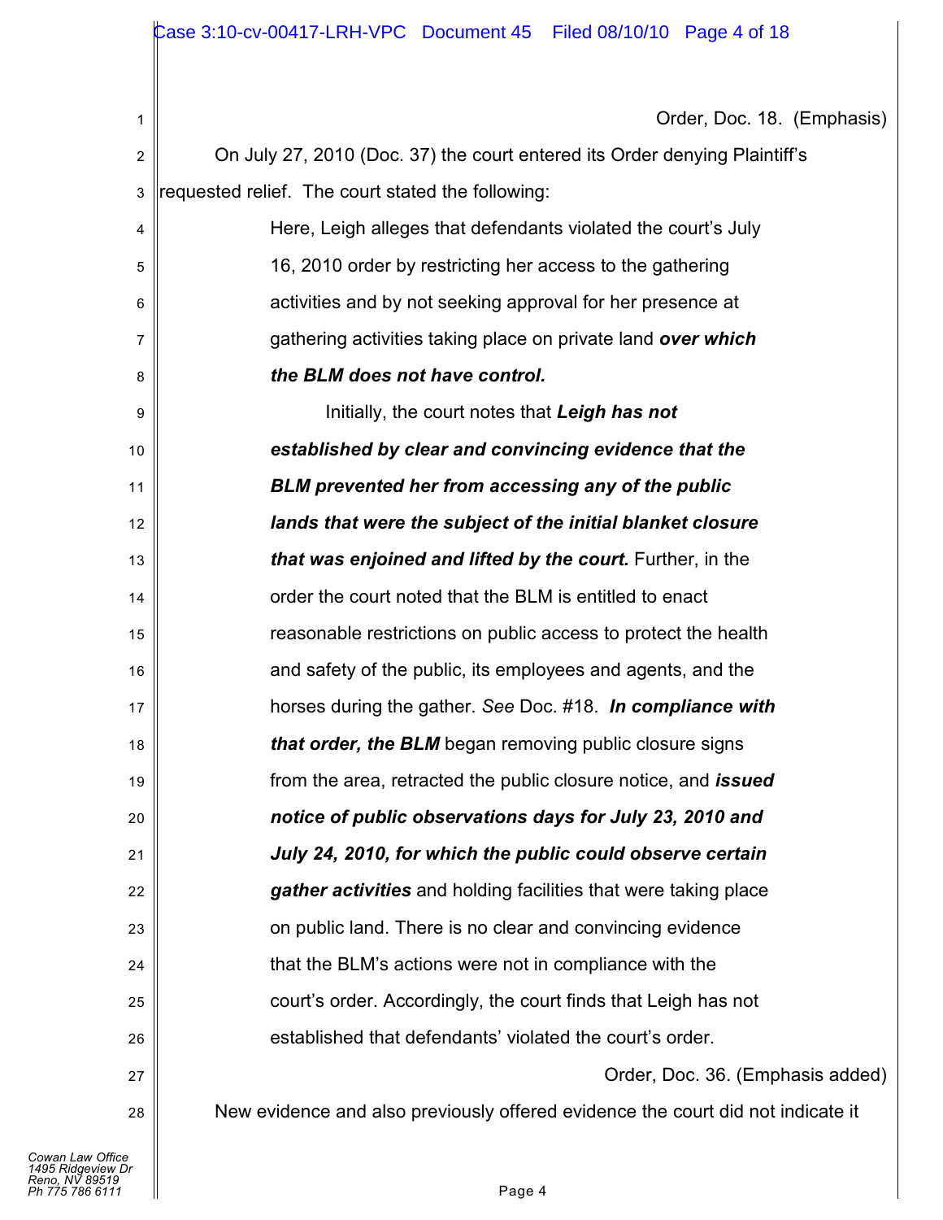Order, Doc. 18. (Emphasis)

On July 27, 2010 (Doc. 37) the court entered its Order denying Plaintiff's requested relief. The court stated the following:

> Here, Leigh alleges that defendants violated the court's July 16, 2010 order by restricting her access to the gathering activities and by not seeking approval for her presence at gathering activities taking place on private land ***over which the BLM does not have control.***
>
> Initially, the court notes that ***Leigh has not established by clear and convincing evidence that the BLM prevented her from accessing any of the public lands that were the subject of the initial blanket closure that was enjoined and lifted by the court.*** Further, in the order the court noted that the BLM is entitled to enact reasonable restrictions on public access to protect the health and safety of the public, its employees and agents, and the horses during the gather. *See* Doc. #18. ***In compliance with that order, the BLM*** began removing public closure signs from the area, retracted the public closure notice, and ***issued notice of public observations days for July 23, 2010 and July 24, 2010, for which the public could observe certain gather activities*** and holding facilities that were taking place on public land. There is no clear and convincing evidence that the BLM's actions were not in compliance with the court's order. Accordingly, the court finds that Leigh has not established that defendants' violated the court's order.

Order, Doc. 36. (Emphasis added)

New evidence and also previously offered evidence the court did not indicate it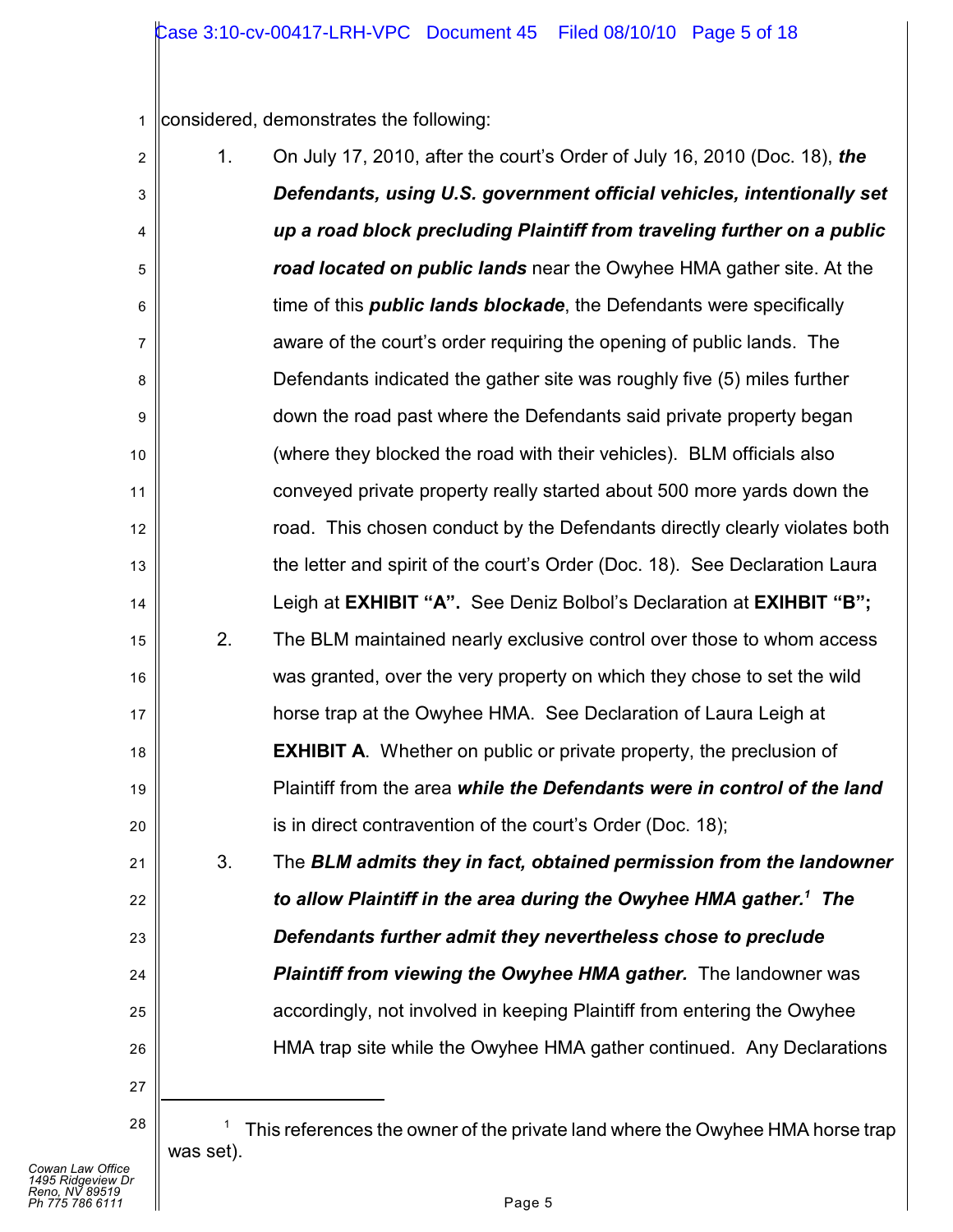considered, demonstrates the following:

1. On July 17, 2010, after the court's Order of July 16, 2010 (Doc. 18), ***the Defendants, using U.S. government official vehicles, intentionally set up a road block precluding Plaintiff from traveling further on a public road located on public lands*** near the Owyhee HMA gather site. At the time of this ***public lands blockade***, the Defendants were specifically aware of the court's order requiring the opening of public lands. The Defendants indicated the gather site was roughly five (5) miles further down the road past where the Defendants said private property began (where they blocked the road with their vehicles). BLM officials also conveyed private property really started about 500 more yards down the road. This chosen conduct by the Defendants directly clearly violates both the letter and spirit of the court's Order (Doc. 18). See Declaration Laura Leigh at **EXHIBIT "A".** See Deniz Bolbol's Declaration at **EXIHBIT "B";**

2. The BLM maintained nearly exclusive control over those to whom access was granted, over the very property on which they chose to set the wild horse trap at the Owyhee HMA. See Declaration of Laura Leigh at **EXHIBIT A**. Whether on public or private property, the preclusion of Plaintiff from the area ***while the Defendants were in control of the land*** is in direct contravention of the court's Order (Doc. 18);

3. The ***BLM admits they in fact, obtained permission from the landowner to allow Plaintiff in the area during the Owyhee HMA gather.***[1] ***The Defendants further admit they nevertheless chose to preclude Plaintiff from viewing the Owyhee HMA gather.*** The landowner was accordingly, not involved in keeping Plaintiff from entering the Owyhee HMA trap site while the Owyhee HMA gather continued. Any Declarations

---

[1] This references the owner of the private land where the Owyhee HMA horse trap was set).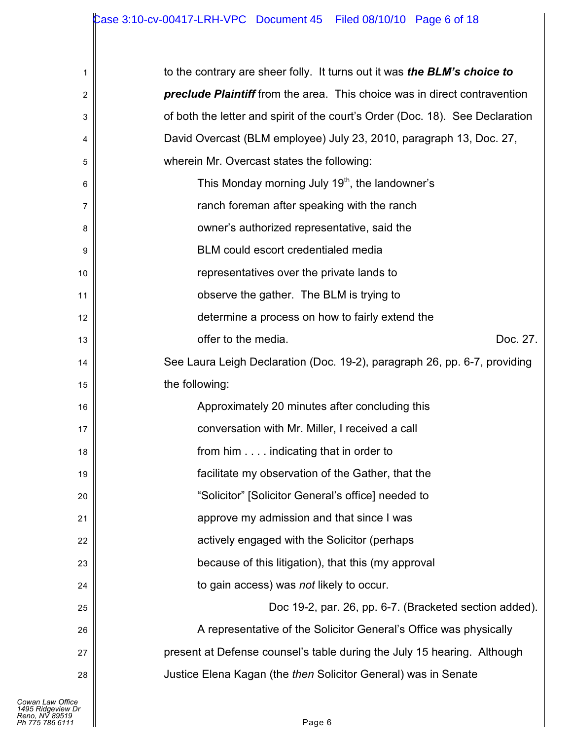to the contrary are sheer folly. It turns out it was ***the BLM's choice to preclude Plaintiff*** from the area. This choice was in direct contravention of both the letter and spirit of the court's Order (Doc. 18). See Declaration David Overcast (BLM employee) July 23, 2010, paragraph 13, Doc. 27, wherein Mr. Overcast states the following:

> This Monday morning July 19th, the landowner's ranch foreman after speaking with the ranch owner's authorized representative, said the BLM could escort credentialed media representatives over the private lands to observe the gather. The BLM is trying to determine a process on how to fairly extend the offer to the media. Doc. 27.

See Laura Leigh Declaration (Doc. 19-2), paragraph 26, pp. 6-7, providing the following:

> Approximately 20 minutes after concluding this conversation with Mr. Miller, I received a call from him . . . . indicating that in order to facilitate my observation of the Gather, that the "Solicitor" [Solicitor General's office] needed to approve my admission and that since I was actively engaged with the Solicitor (perhaps because of this litigation), that this (my approval to gain access) was *not* likely to occur.
>
> Doc 19-2, par. 26, pp. 6-7. (Bracketed section added).

A representative of the Solicitor General's Office was physically present at Defense counsel's table during the July 15 hearing. Although Justice Elena Kagan (the *then* Solicitor General) was in Senate

Cowan Law Office
1495 Ridgeview Dr
Reno, NV 89519
Ph 775 786 6111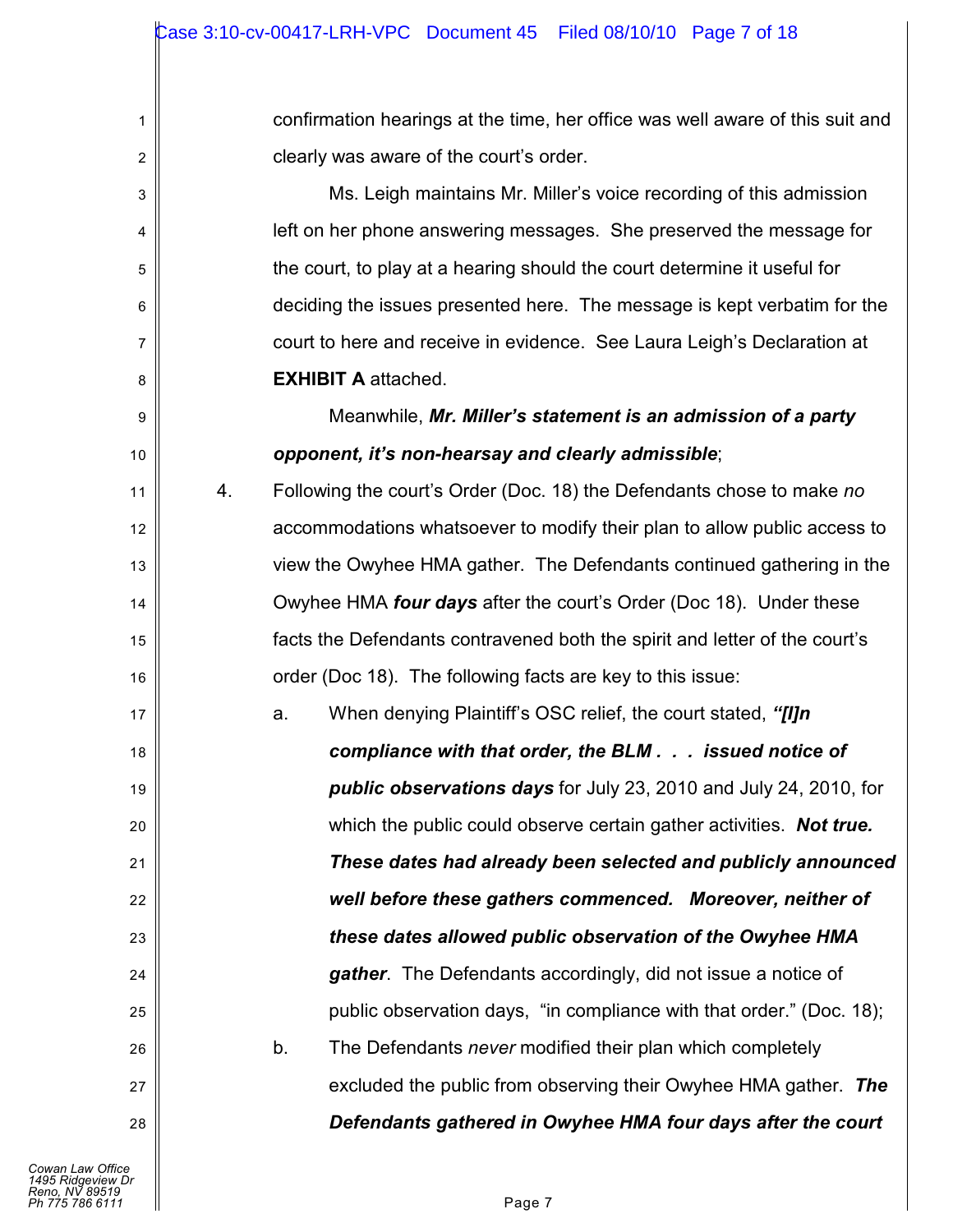confirmation hearings at the time, her office was well aware of this suit and clearly was aware of the court's order.

Ms. Leigh maintains Mr. Miller's voice recording of this admission left on her phone answering messages. She preserved the message for the court, to play at a hearing should the court determine it useful for deciding the issues presented here. The message is kept verbatim for the court to here and receive in evidence. See Laura Leigh's Declaration at **EXHIBIT A** attached.

Meanwhile, ***Mr. Miller's statement is an admission of a party opponent, it's non-hearsay and clearly admissible***;

4. Following the court's Order (Doc. 18) the Defendants chose to make *no* accommodations whatsoever to modify their plan to allow public access to view the Owyhee HMA gather. The Defendants continued gathering in the Owyhee HMA ***four days*** after the court's Order (Doc 18). Under these facts the Defendants contravened both the spirit and letter of the court's order (Doc 18). The following facts are key to this issue:

   a. When denying Plaintiff's OSC relief, the court stated, ***"[I]n compliance with that order, the BLM . . . issued notice of public observations days*** for July 23, 2010 and July 24, 2010, for which the public could observe certain gather activities. ***Not true. These dates had already been selected and publicly announced well before these gathers commenced. Moreover, neither of these dates allowed public observation of the Owyhee HMA gather***. The Defendants accordingly, did not issue a notice of public observation days, "in compliance with that order." (Doc. 18);

   b. The Defendants *never* modified their plan which completely excluded the public from observing their Owyhee HMA gather. ***The Defendants gathered in Owyhee HMA four days after the court***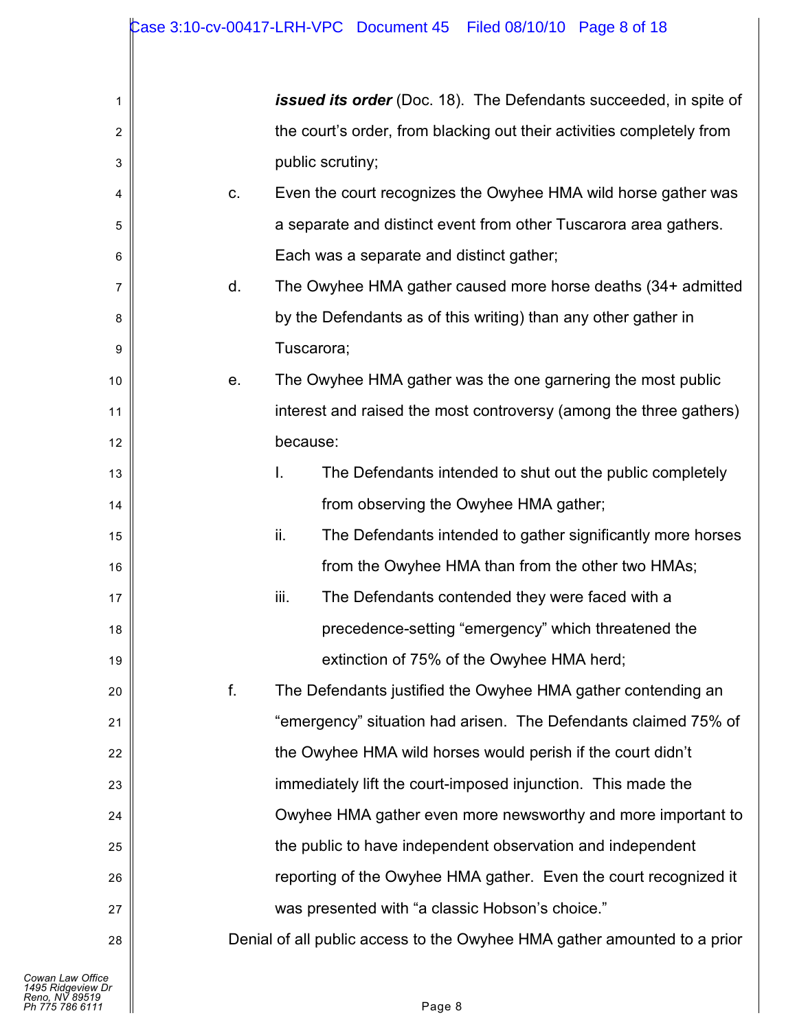***issued its order*** (Doc. 18). The Defendants succeeded, in spite of the court's order, from blacking out their activities completely from public scrutiny;

c. Even the court recognizes the Owyhee HMA wild horse gather was a separate and distinct event from other Tuscarora area gathers. Each was a separate and distinct gather;

d. The Owyhee HMA gather caused more horse deaths (34+ admitted by the Defendants as of this writing) than any other gather in Tuscarora;

e. The Owyhee HMA gather was the one garnering the most public interest and raised the most controversy (among the three gathers) because:

   I. The Defendants intended to shut out the public completely from observing the Owyhee HMA gather;

   ii. The Defendants intended to gather significantly more horses from the Owyhee HMA than from the other two HMAs;

   iii. The Defendants contended they were faced with a precedence-setting "emergency" which threatened the extinction of 75% of the Owyhee HMA herd;

f. The Defendants justified the Owyhee HMA gather contending an "emergency" situation had arisen. The Defendants claimed 75% of the Owyhee HMA wild horses would perish if the court didn't immediately lift the court-imposed injunction. This made the Owyhee HMA gather even more newsworthy and more important to the public to have independent observation and independent reporting of the Owyhee HMA gather. Even the court recognized it was presented with "a classic Hobson's choice."

Denial of all public access to the Owyhee HMA gather amounted to a prior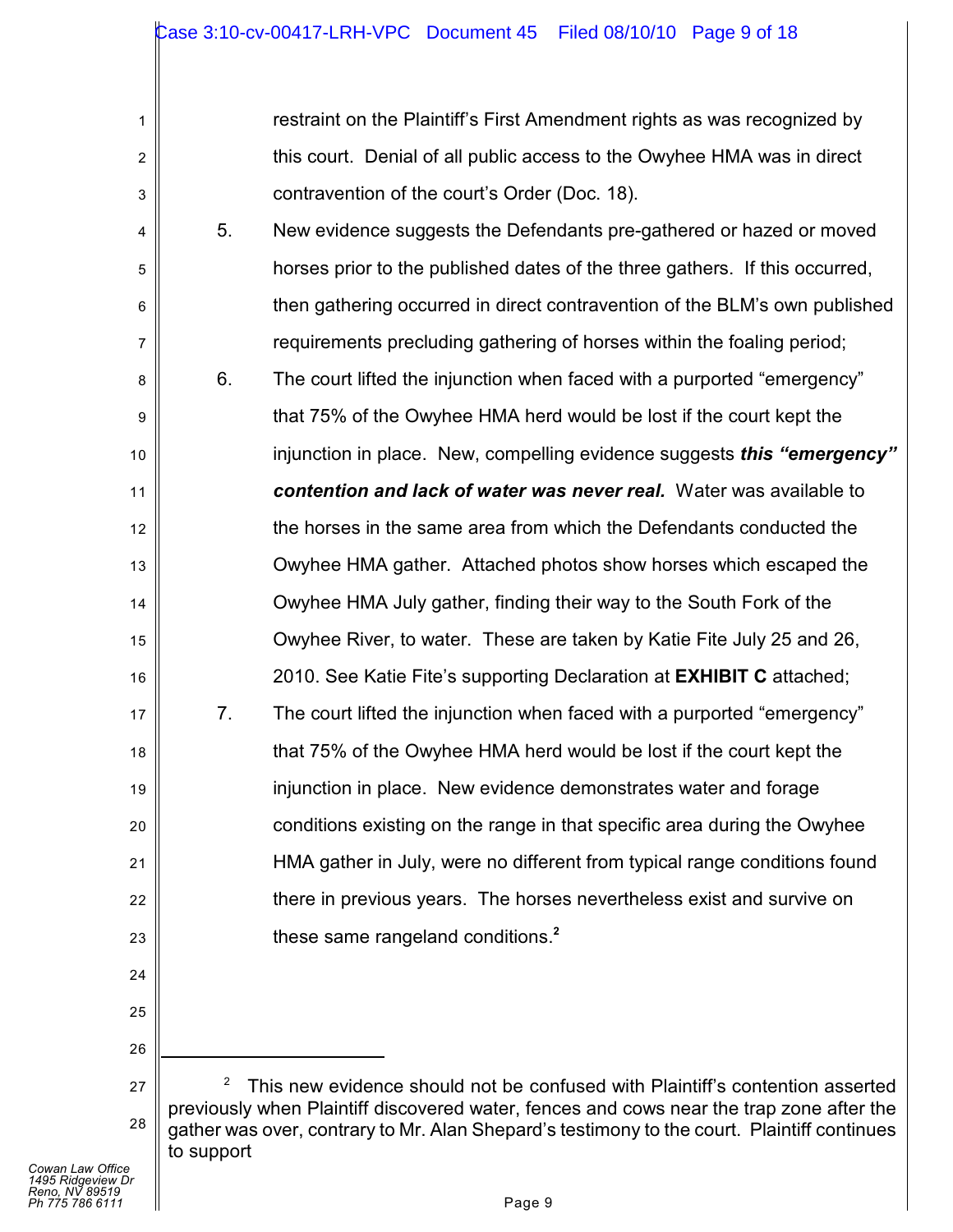restraint on the Plaintiff's First Amendment rights as was recognized by this court. Denial of all public access to the Owyhee HMA was in direct contravention of the court's Order (Doc. 18).

5. New evidence suggests the Defendants pre-gathered or hazed or moved horses prior to the published dates of the three gathers. If this occurred, then gathering occurred in direct contravention of the BLM's own published requirements precluding gathering of horses within the foaling period;

6. The court lifted the injunction when faced with a purported "emergency" that 75% of the Owyhee HMA herd would be lost if the court kept the injunction in place. New, compelling evidence suggests ***this "emergency" contention and lack of water was never real.*** Water was available to the horses in the same area from which the Defendants conducted the Owyhee HMA gather. Attached photos show horses which escaped the Owyhee HMA July gather, finding their way to the South Fork of the Owyhee River, to water. These are taken by Katie Fite July 25 and 26, 2010. See Katie Fite's supporting Declaration at **EXHIBIT C** attached;

7. The court lifted the injunction when faced with a purported "emergency" that 75% of the Owyhee HMA herd would be lost if the court kept the injunction in place. New evidence demonstrates water and forage conditions existing on the range in that specific area during the Owyhee HMA gather in July, were no different from typical range conditions found there in previous years. The horses nevertheless exist and survive on these same rangeland conditions.[2]

---

[2] This new evidence should not be confused with Plaintiff's contention asserted previously when Plaintiff discovered water, fences and cows near the trap zone after the gather was over, contrary to Mr. Alan Shepard's testimony to the court. Plaintiff continues to support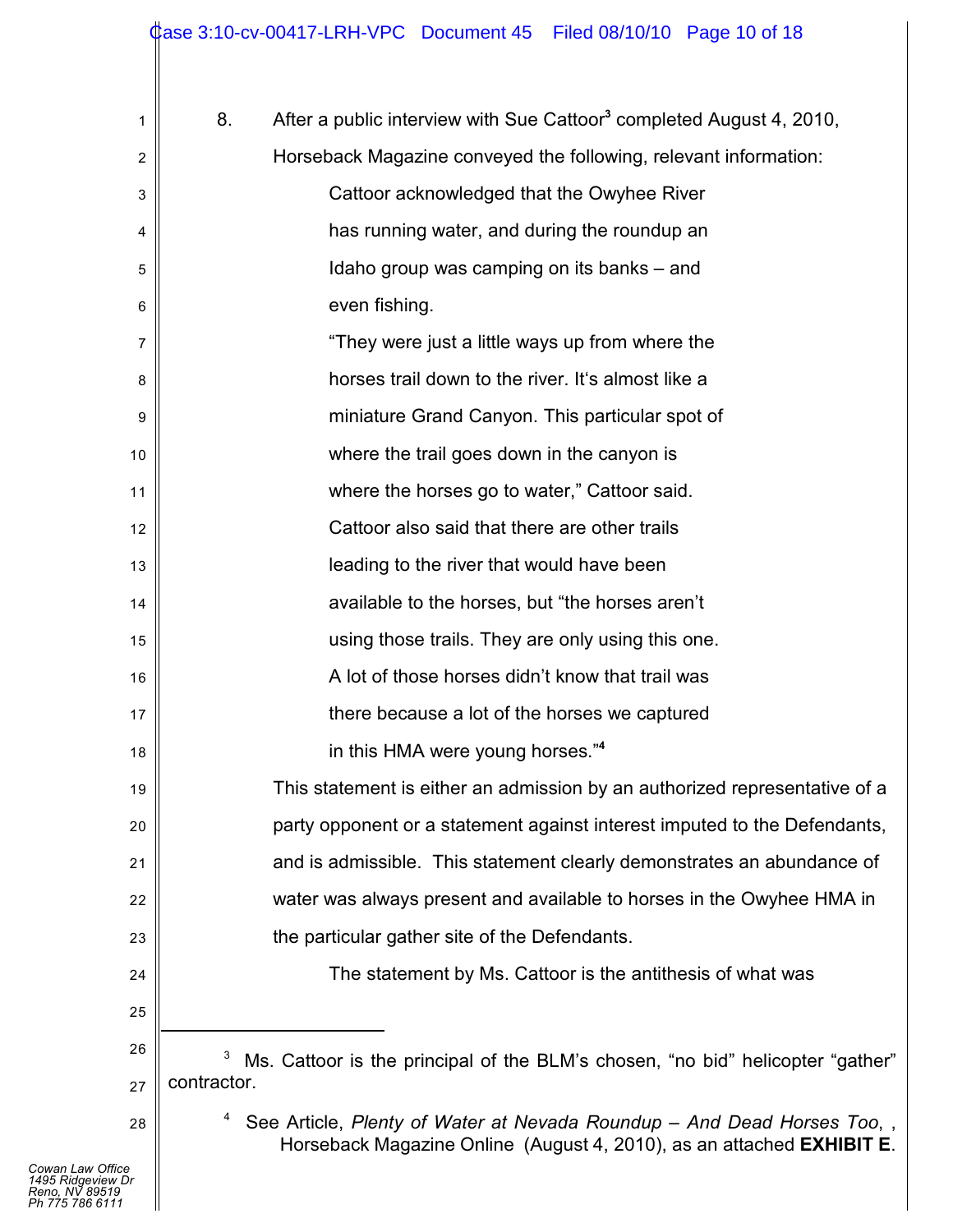8. After a public interview with Sue Cattoor[3] completed August 4, 2010, Horseback Magazine conveyed the following, relevant information:

> Cattoor acknowledged that the Owyhee River has running water, and during the roundup an Idaho group was camping on its banks – and even fishing.
>
> "They were just a little ways up from where the horses trail down to the river. It's almost like a miniature Grand Canyon. This particular spot of where the trail goes down in the canyon is where the horses go to water," Cattoor said.
>
> Cattoor also said that there are other trails leading to the river that would have been available to the horses, but "the horses aren't using those trails. They are only using this one. A lot of those horses didn't know that trail was there because a lot of the horses we captured in this HMA were young horses."[4]

This statement is either an admission by an authorized representative of a party opponent or a statement against interest imputed to the Defendants, and is admissible. This statement clearly demonstrates an abundance of water was always present and available to horses in the Owyhee HMA in the particular gather site of the Defendants.

The statement by Ms. Cattoor is the antithesis of what was

---

[3] Ms. Cattoor is the principal of the BLM's chosen, "no bid" helicopter "gather" contractor.

[4] See Article, *Plenty of Water at Nevada Roundup – And Dead Horses Too*, , Horseback Magazine Online (August 4, 2010), as an attached **EXHIBIT E**.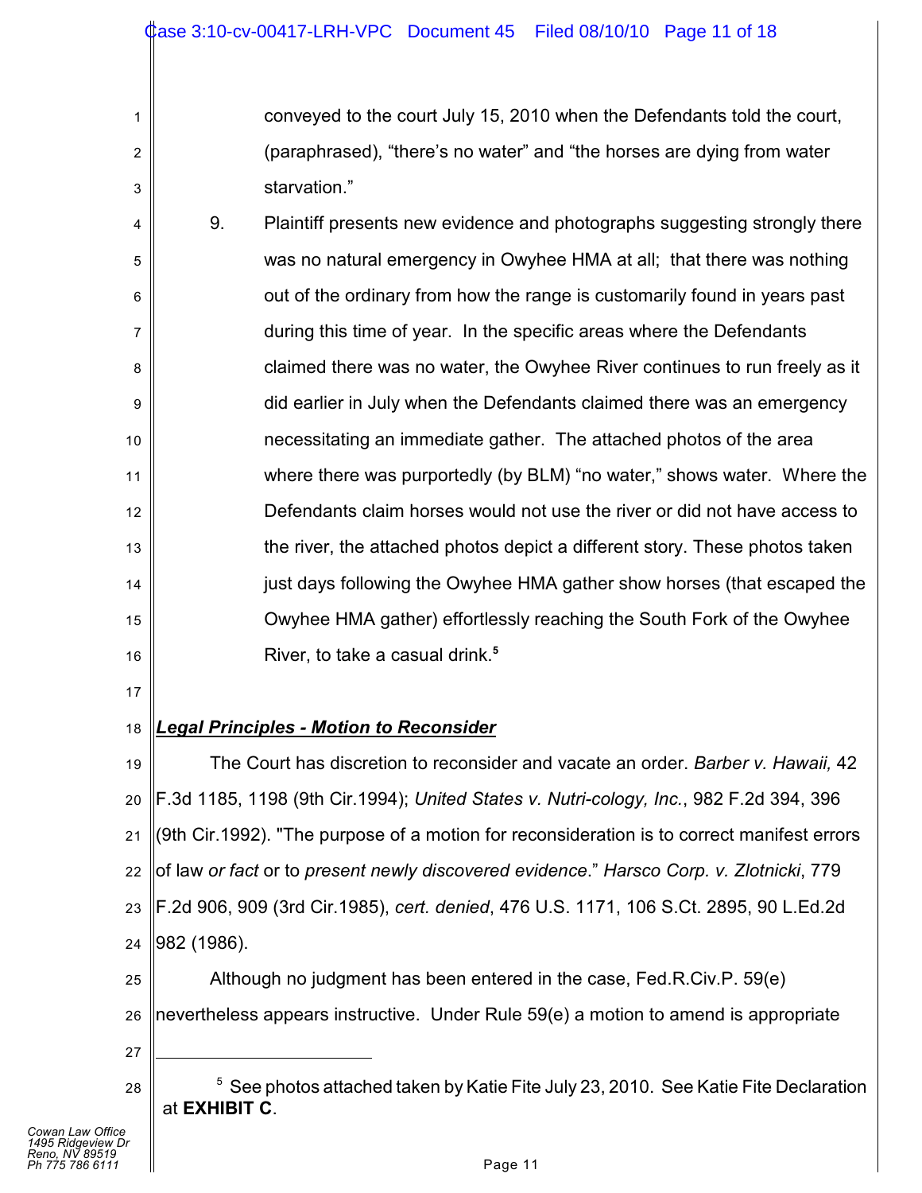conveyed to the court July 15, 2010 when the Defendants told the court, (paraphrased), “there’s no water” and “the horses are dying from water starvation.”

9. Plaintiff presents new evidence and photographs suggesting strongly there was no natural emergency in Owyhee HMA at all; that there was nothing out of the ordinary from how the range is customarily found in years past during this time of year. In the specific areas where the Defendants claimed there was no water, the Owyhee River continues to run freely as it did earlier in July when the Defendants claimed there was an emergency necessitating an immediate gather. The attached photos of the area where there was purportedly (by BLM) “no water,” shows water. Where the Defendants claim horses would not use the river or did not have access to the river, the attached photos depict a different story. These photos taken just days following the Owyhee HMA gather show horses (that escaped the Owyhee HMA gather) effortlessly reaching the South Fork of the Owyhee River, to take a casual drink.[5]

### ***Legal Principles - Motion to Reconsider***

The Court has discretion to reconsider and vacate an order. *Barber v. Hawaii,* 42 F.3d 1185, 1198 (9th Cir.1994); *United States v. Nutri-cology, Inc.*, 982 F.2d 394, 396 (9th Cir.1992). "The purpose of a motion for reconsideration is to correct manifest errors of law *or fact* or to *present newly discovered evidence*.” *Harsco Corp. v. Zlotnicki*, 779 F.2d 906, 909 (3rd Cir.1985), *cert. denied*, 476 U.S. 1171, 106 S.Ct. 2895, 90 L.Ed.2d 982 (1986).

Although no judgment has been entered in the case, Fed.R.Civ.P. 59(e) nevertheless appears instructive. Under Rule 59(e) a motion to amend is appropriate

[5] See photos attached taken by Katie Fite July 23, 2010. See Katie Fite Declaration at **EXHIBIT C**.

*Cowan Law Office*
*1495 Ridgeview Dr*
*Reno, NV 89519*
*Ph 775 786 6111*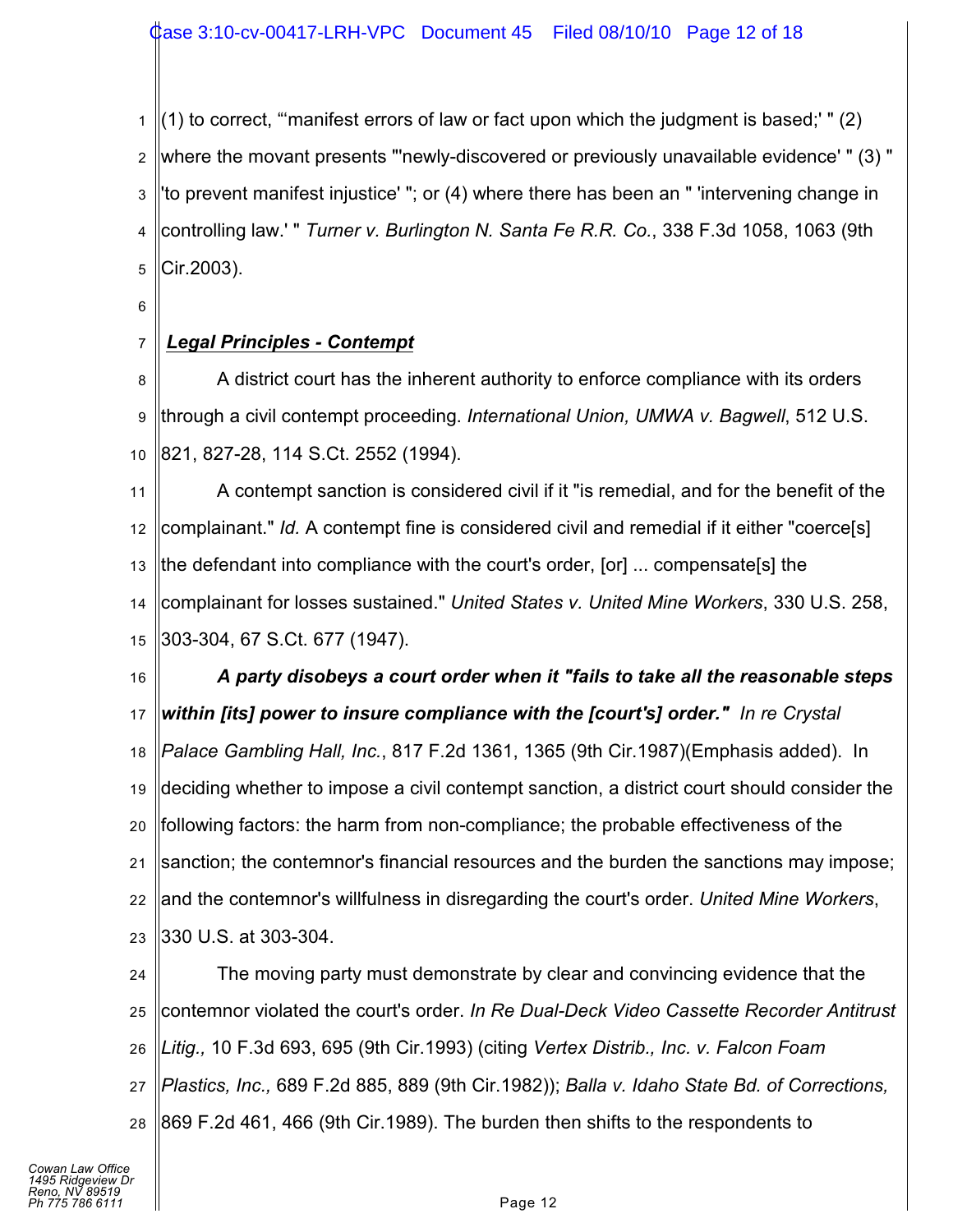(1) to correct, "'manifest errors of law or fact upon which the judgment is based;' " (2) where the movant presents "'newly-discovered or previously unavailable evidence' " (3) " 'to prevent manifest injustice' "; or (4) where there has been an " 'intervening change in controlling law.' " *Turner v. Burlington N. Santa Fe R.R. Co.*, 338 F.3d 1058, 1063 (9th Cir.2003).

***Legal Principles - Contempt***

A district court has the inherent authority to enforce compliance with its orders through a civil contempt proceeding. *International Union, UMWA v. Bagwell*, 512 U.S. 821, 827-28, 114 S.Ct. 2552 (1994).

A contempt sanction is considered civil if it "is remedial, and for the benefit of the complainant." *Id.* A contempt fine is considered civil and remedial if it either "coerce[s] the defendant into compliance with the court's order, [or] ... compensate[s] the complainant for losses sustained." *United States v. United Mine Workers*, 330 U.S. 258, 303-304, 67 S.Ct. 677 (1947).

***A party disobeys a court order when it "fails to take all the reasonable steps within [its] power to insure compliance with the [court's] order."*** *In re Crystal Palace Gambling Hall, Inc.*, 817 F.2d 1361, 1365 (9th Cir.1987)(Emphasis added). In deciding whether to impose a civil contempt sanction, a district court should consider the following factors: the harm from non-compliance; the probable effectiveness of the sanction; the contemnor's financial resources and the burden the sanctions may impose; and the contemnor's willfulness in disregarding the court's order. *United Mine Workers*, 330 U.S. at 303-304.

The moving party must demonstrate by clear and convincing evidence that the contemnor violated the court's order. *In Re Dual-Deck Video Cassette Recorder Antitrust Litig.,* 10 F.3d 693, 695 (9th Cir.1993) (citing *Vertex Distrib., Inc. v. Falcon Foam Plastics, Inc.,* 689 F.2d 885, 889 (9th Cir.1982)); *Balla v. Idaho State Bd. of Corrections,* 869 F.2d 461, 466 (9th Cir.1989). The burden then shifts to the respondents to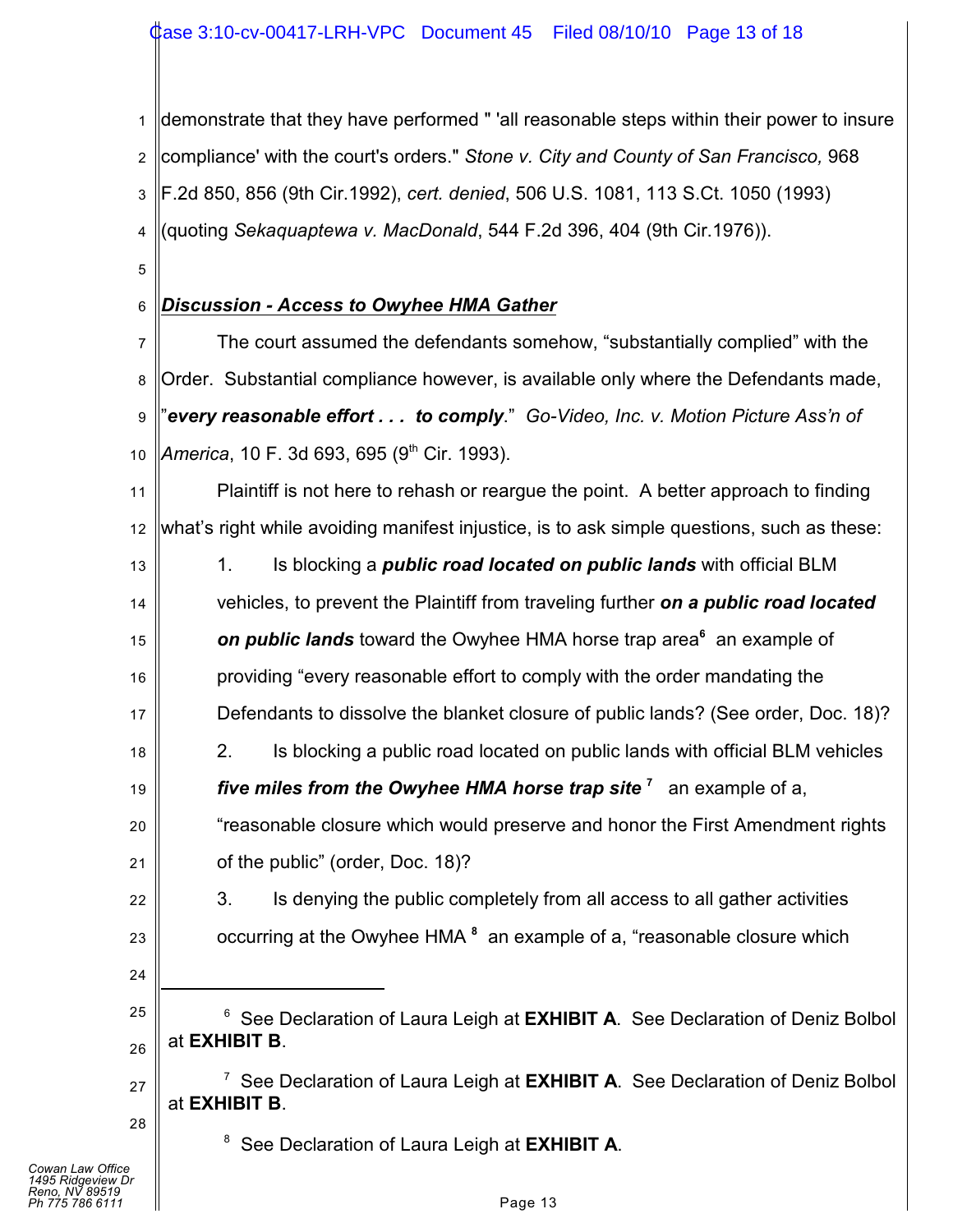demonstrate that they have performed " 'all reasonable steps within their power to insure compliance' with the court's orders." *Stone v. City and County of San Francisco,* 968 F.2d 850, 856 (9th Cir.1992), *cert. denied*, 506 U.S. 1081, 113 S.Ct. 1050 (1993) (quoting *Sekaquaptewa v. MacDonald*, 544 F.2d 396, 404 (9th Cir.1976)).

***Discussion - Access to Owyhee HMA Gather***

The court assumed the defendants somehow, "substantially complied" with the Order. Substantial compliance however, is available only where the Defendants made, "***every reasonable effort . . . to comply***." *Go-Video, Inc. v. Motion Picture Ass'n of America*, 10 F. 3d 693, 695 (9th Cir. 1993).

Plaintiff is not here to rehash or reargue the point. A better approach to finding what's right while avoiding manifest injustice, is to ask simple questions, such as these:

1. Is blocking a ***public road located on public lands*** with official BLM vehicles, to prevent the Plaintiff from traveling further ***on a public road located on public lands*** toward the Owyhee HMA horse trap area[6] an example of providing "every reasonable effort to comply with the order mandating the Defendants to dissolve the blanket closure of public lands? (See order, Doc. 18)?

2. Is blocking a public road located on public lands with official BLM vehicles ***five miles from the Owyhee HMA horse trap site*** [7] an example of a, "reasonable closure which would preserve and honor the First Amendment rights of the public" (order, Doc. 18)?

3. Is denying the public completely from all access to all gather activities occurring at the Owyhee HMA [8] an example of a, "reasonable closure which

---

[6] See Declaration of Laura Leigh at **EXHIBIT A**. See Declaration of Deniz Bolbol at **EXHIBIT B**.

[7] See Declaration of Laura Leigh at **EXHIBIT A**. See Declaration of Deniz Bolbol at **EXHIBIT B**.

[8] See Declaration of Laura Leigh at **EXHIBIT A**.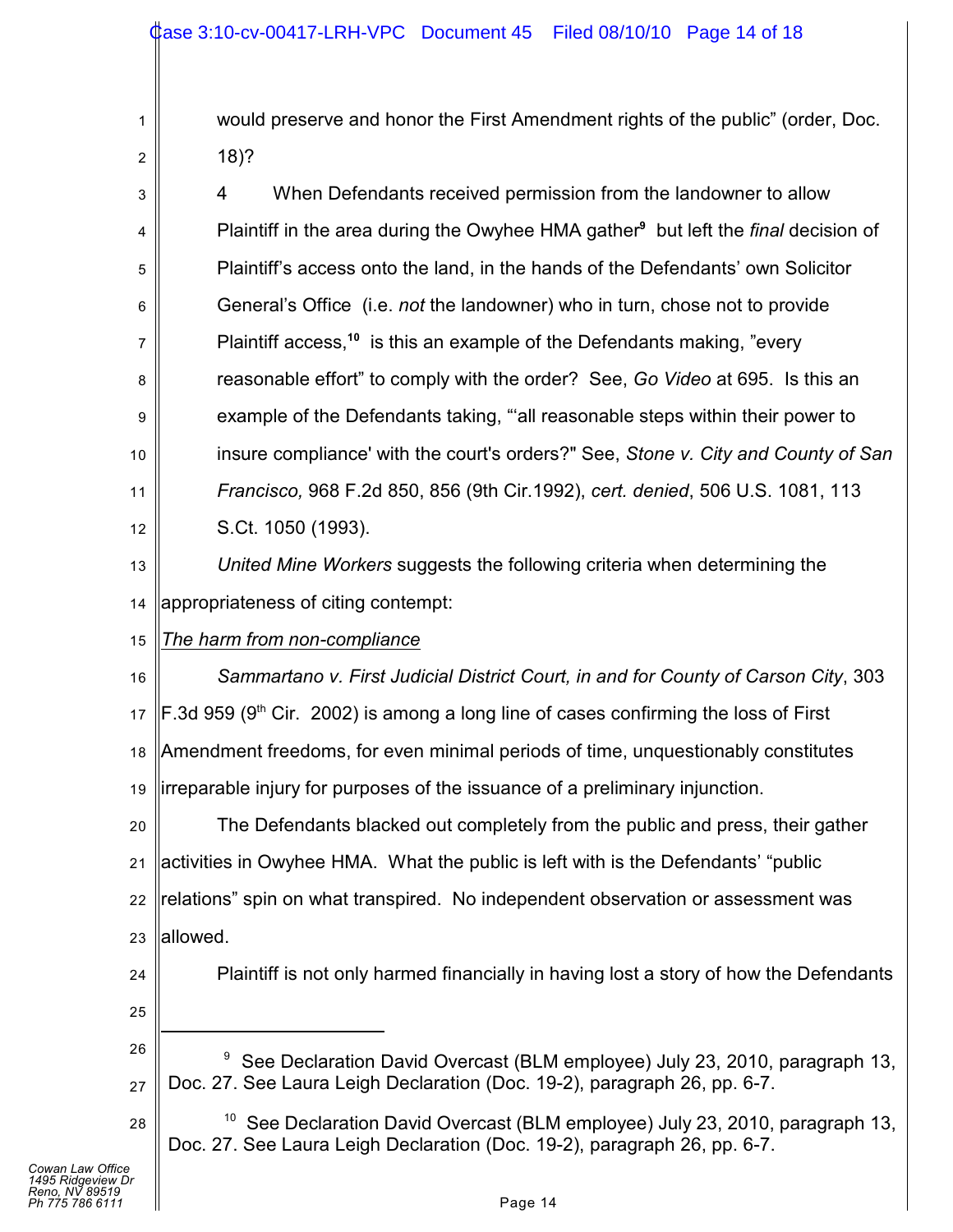would preserve and honor the First Amendment rights of the public" (order, Doc. 18)?

4 When Defendants received permission from the landowner to allow Plaintiff in the area during the Owyhee HMA gather[9] but left the *final* decision of Plaintiff's access onto the land, in the hands of the Defendants' own Solicitor General's Office (i.e. *not* the landowner) who in turn, chose not to provide Plaintiff access,[10] is this an example of the Defendants making, "every reasonable effort" to comply with the order? See, *Go Video* at 695. Is this an example of the Defendants taking, "'all reasonable steps within their power to insure compliance' with the court's orders?" See, *Stone v. City and County of San Francisco,* 968 F.2d 850, 856 (9th Cir.1992), *cert. denied*, 506 U.S. 1081, 113 S.Ct. 1050 (1993).

*United Mine Workers* suggests the following criteria when determining the appropriateness of citing contempt:

*The harm from non-compliance*

*Sammartano v. First Judicial District Court, in and for County of Carson City*, 303 F.3d 959 (9th Cir. 2002) is among a long line of cases confirming the loss of First Amendment freedoms, for even minimal periods of time, unquestionably constitutes irreparable injury for purposes of the issuance of a preliminary injunction.

The Defendants blacked out completely from the public and press, their gather activities in Owyhee HMA. What the public is left with is the Defendants' "public relations" spin on what transpired. No independent observation or assessment was allowed.

Plaintiff is not only harmed financially in having lost a story of how the Defendants

---

[9] See Declaration David Overcast (BLM employee) July 23, 2010, paragraph 13, Doc. 27. See Laura Leigh Declaration (Doc. 19-2), paragraph 26, pp. 6-7.

[10] See Declaration David Overcast (BLM employee) July 23, 2010, paragraph 13, Doc. 27. See Laura Leigh Declaration (Doc. 19-2), paragraph 26, pp. 6-7.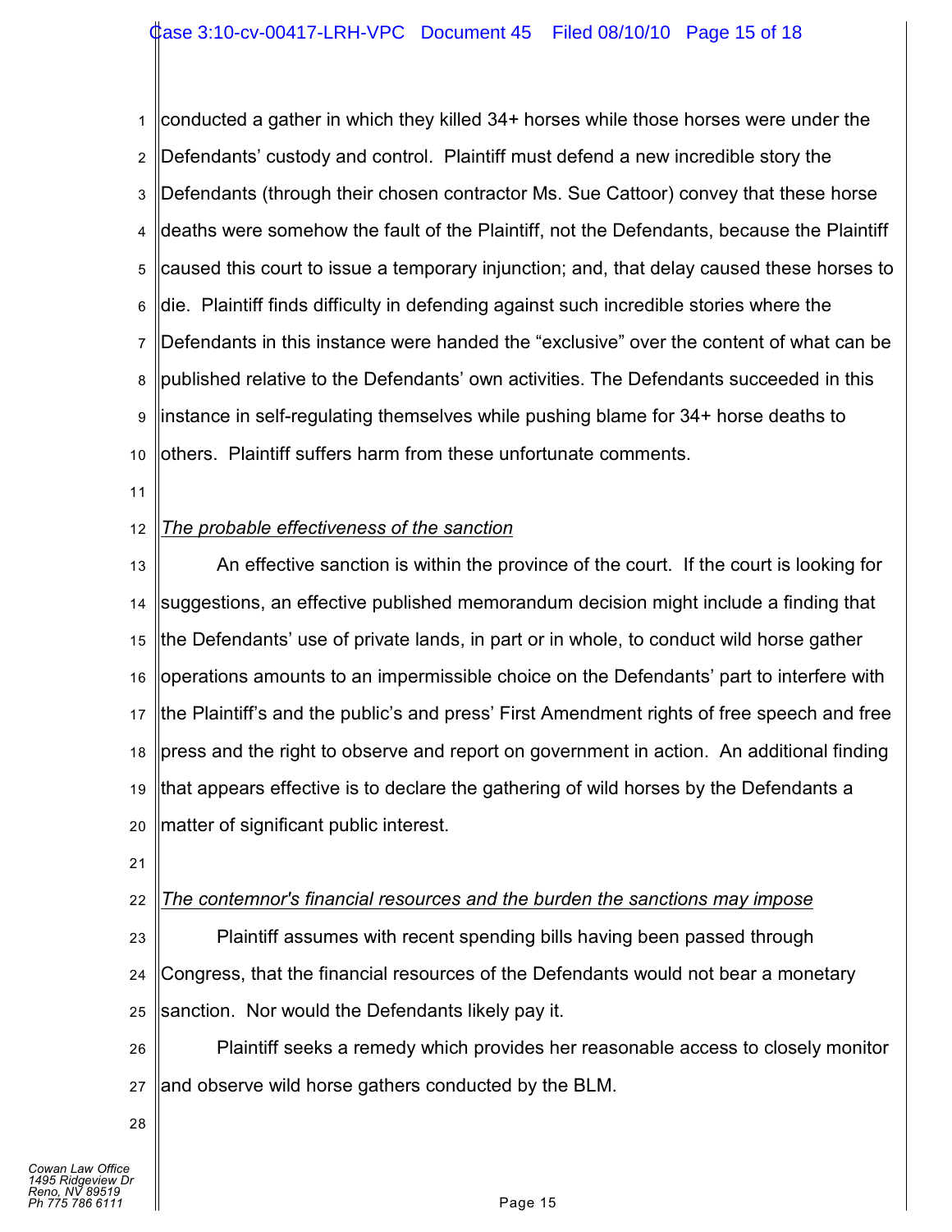conducted a gather in which they killed 34+ horses while those horses were under the Defendants' custody and control. Plaintiff must defend a new incredible story the Defendants (through their chosen contractor Ms. Sue Cattoor) convey that these horse deaths were somehow the fault of the Plaintiff, not the Defendants, because the Plaintiff caused this court to issue a temporary injunction; and, that delay caused these horses to die. Plaintiff finds difficulty in defending against such incredible stories where the Defendants in this instance were handed the "exclusive" over the content of what can be published relative to the Defendants' own activities. The Defendants succeeded in this instance in self-regulating themselves while pushing blame for 34+ horse deaths to others. Plaintiff suffers harm from these unfortunate comments.

*The probable effectiveness of the sanction*

An effective sanction is within the province of the court. If the court is looking for suggestions, an effective published memorandum decision might include a finding that the Defendants' use of private lands, in part or in whole, to conduct wild horse gather operations amounts to an impermissible choice on the Defendants' part to interfere with the Plaintiff's and the public's and press' First Amendment rights of free speech and free press and the right to observe and report on government in action. An additional finding that appears effective is to declare the gathering of wild horses by the Defendants a matter of significant public interest.

*The contemnor's financial resources and the burden the sanctions may impose*

Plaintiff assumes with recent spending bills having been passed through Congress, that the financial resources of the Defendants would not bear a monetary sanction. Nor would the Defendants likely pay it.

Plaintiff seeks a remedy which provides her reasonable access to closely monitor and observe wild horse gathers conducted by the BLM.

Cowan Law Office
1495 Ridgeview Dr
Reno, NV 89519
Ph 775 786 6111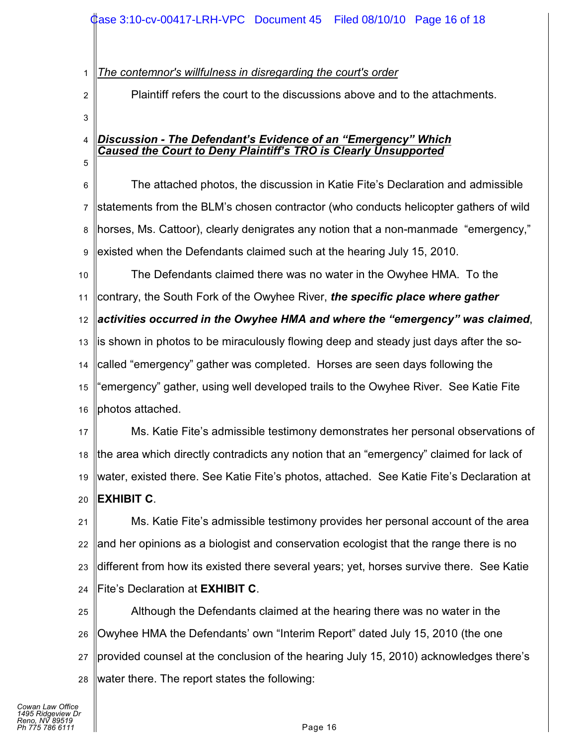*<u>The contemnor's willfulness in disregarding the court's order</u>*

Plaintiff refers the court to the discussions above and to the attachments.

***<u>Discussion - The Defendant's Evidence of an "Emergency" Which Caused the Court to Deny Plaintiff's TRO is Clearly Unsupported</u>***

The attached photos, the discussion in Katie Fite's Declaration and admissible statements from the BLM's chosen contractor (who conducts helicopter gathers of wild horses, Ms. Cattoor), clearly denigrates any notion that a non-manmade "emergency," existed when the Defendants claimed such at the hearing July 15, 2010.

The Defendants claimed there was no water in the Owyhee HMA. To the contrary, the South Fork of the Owyhee River, ***the specific place where gather activities occurred in the Owyhee HMA and where the "emergency" was claimed***, is shown in photos to be miraculously flowing deep and steady just days after the so-called "emergency" gather was completed. Horses are seen days following the "emergency" gather, using well developed trails to the Owyhee River. See Katie Fite photos attached.

Ms. Katie Fite's admissible testimony demonstrates her personal observations of the area which directly contradicts any notion that an "emergency" claimed for lack of water, existed there. See Katie Fite's photos, attached. See Katie Fite's Declaration at **EXHIBIT C**.

Ms. Katie Fite's admissible testimony provides her personal account of the area and her opinions as a biologist and conservation ecologist that the range there is no different from how its existed there several years; yet, horses survive there. See Katie Fite's Declaration at **EXHIBIT C**.

Although the Defendants claimed at the hearing there was no water in the Owyhee HMA the Defendants' own "Interim Report" dated July 15, 2010 (the one provided counsel at the conclusion of the hearing July 15, 2010) acknowledges there's water there. The report states the following: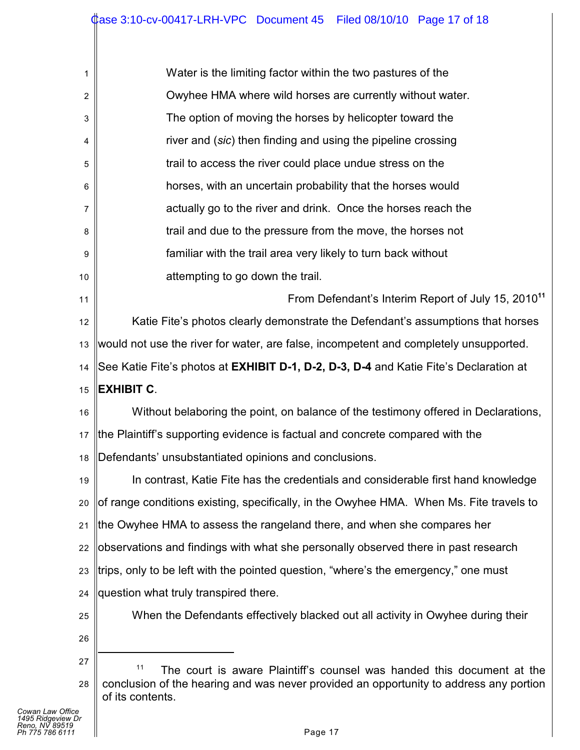> Water is the limiting factor within the two pastures of the Owyhee HMA where wild horses are currently without water. The option of moving the horses by helicopter toward the river and (*sic*) then finding and using the pipeline crossing trail to access the river could place undue stress on the horses, with an uncertain probability that the horses would actually go to the river and drink. Once the horses reach the trail and due to the pressure from the move, the horses not familiar with the trail area very likely to turn back without attempting to go down the trail.
>
> From Defendant's Interim Report of July 15, 2010[11]

Katie Fite's photos clearly demonstrate the Defendant's assumptions that horses would not use the river for water, are false, incompetent and completely unsupported. See Katie Fite's photos at **EXHIBIT D-1, D-2, D-3, D-4** and Katie Fite's Declaration at **EXHIBIT C**.

Without belaboring the point, on balance of the testimony offered in Declarations, the Plaintiff's supporting evidence is factual and concrete compared with the Defendants' unsubstantiated opinions and conclusions.

In contrast, Katie Fite has the credentials and considerable first hand knowledge of range conditions existing, specifically, in the Owyhee HMA. When Ms. Fite travels to the Owyhee HMA to assess the rangeland there, and when she compares her observations and findings with what she personally observed there in past research trips, only to be left with the pointed question, "where's the emergency," one must question what truly transpired there.

When the Defendants effectively blacked out all activity in Owyhee during their

---

[11] The court is aware Plaintiff's counsel was handed this document at the conclusion of the hearing and was never provided an opportunity to address any portion of its contents.

Cowan Law Office
1495 Ridgeview Dr
Reno, NV 89519
Ph 775 786 6111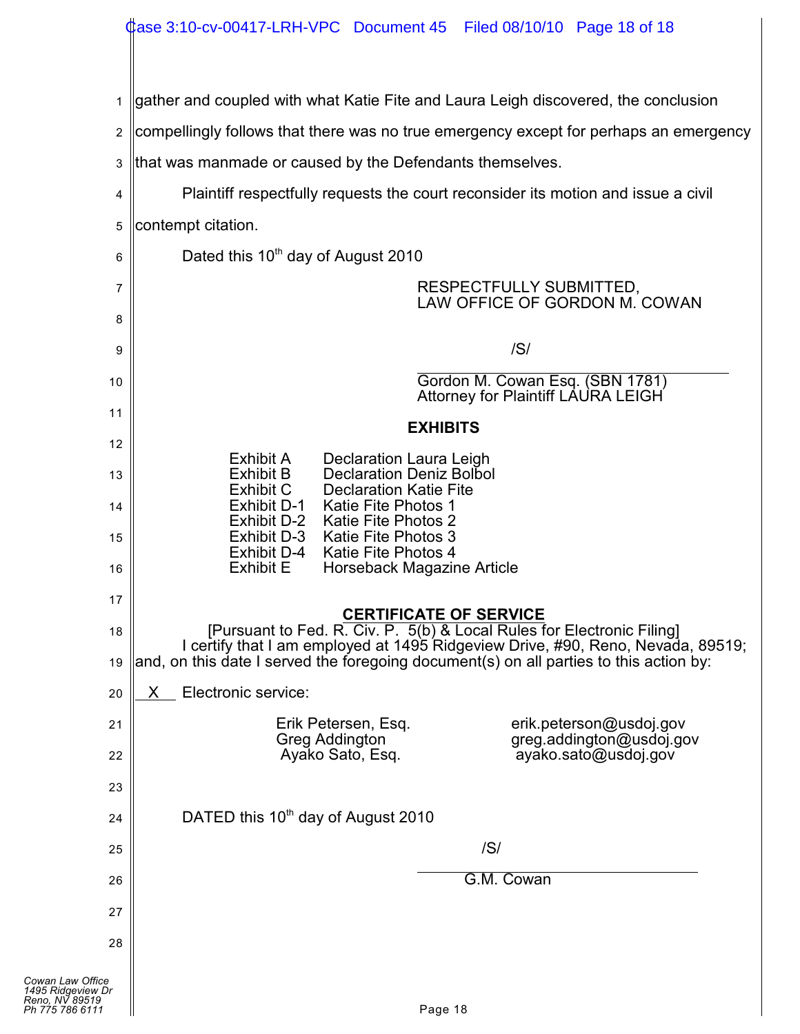gather and coupled with what Katie Fite and Laura Leigh discovered, the conclusion compellingly follows that there was no true emergency except for perhaps an emergency that was manmade or caused by the Defendants themselves.

Plaintiff respectfully requests the court reconsider its motion and issue a civil contempt citation.

Dated this 10th day of August 2010

RESPECTFULLY SUBMITTED,
LAW OFFICE OF GORDON M. COWAN

/S/

Gordon M. Cowan Esq. (SBN 1781)
Attorney for Plaintiff LAURA LEIGH

**EXHIBITS**

| | |
|---|---|
| Exhibit A | Declaration Laura Leigh |
| Exhibit B | Declaration Deniz Bolbol |
| Exhibit C | Declaration Katie Fite |
| Exhibit D-1 | Katie Fite Photos 1 |
| Exhibit D-2 | Katie Fite Photos 2 |
| Exhibit D-3 | Katie Fite Photos 3 |
| Exhibit D-4 | Katie Fite Photos 4 |
| Exhibit E | Horseback Magazine Article |

**CERTIFICATE OF SERVICE**

[Pursuant to Fed. R. Civ. P. 5(b) & Local Rules for Electronic Filing]

I certify that I am employed at 1495 Ridgeview Drive, #90, Reno, Nevada, 89519; and, on this date I served the foregoing document(s) on all parties to this action by:

X Electronic service:

| | |
|---|---|
| Erik Petersen, Esq. | erik.peterson@usdoj.gov |
| Greg Addington | greg.addington@usdoj.gov |
| Ayako Sato, Esq. | ayako.sato@usdoj.gov |

DATED this 10th day of August 2010

/S/

G.M. Cowan

Cowan Law Office
1495 Ridgeview Dr
Reno, NV 89519
Ph 775 786 6111